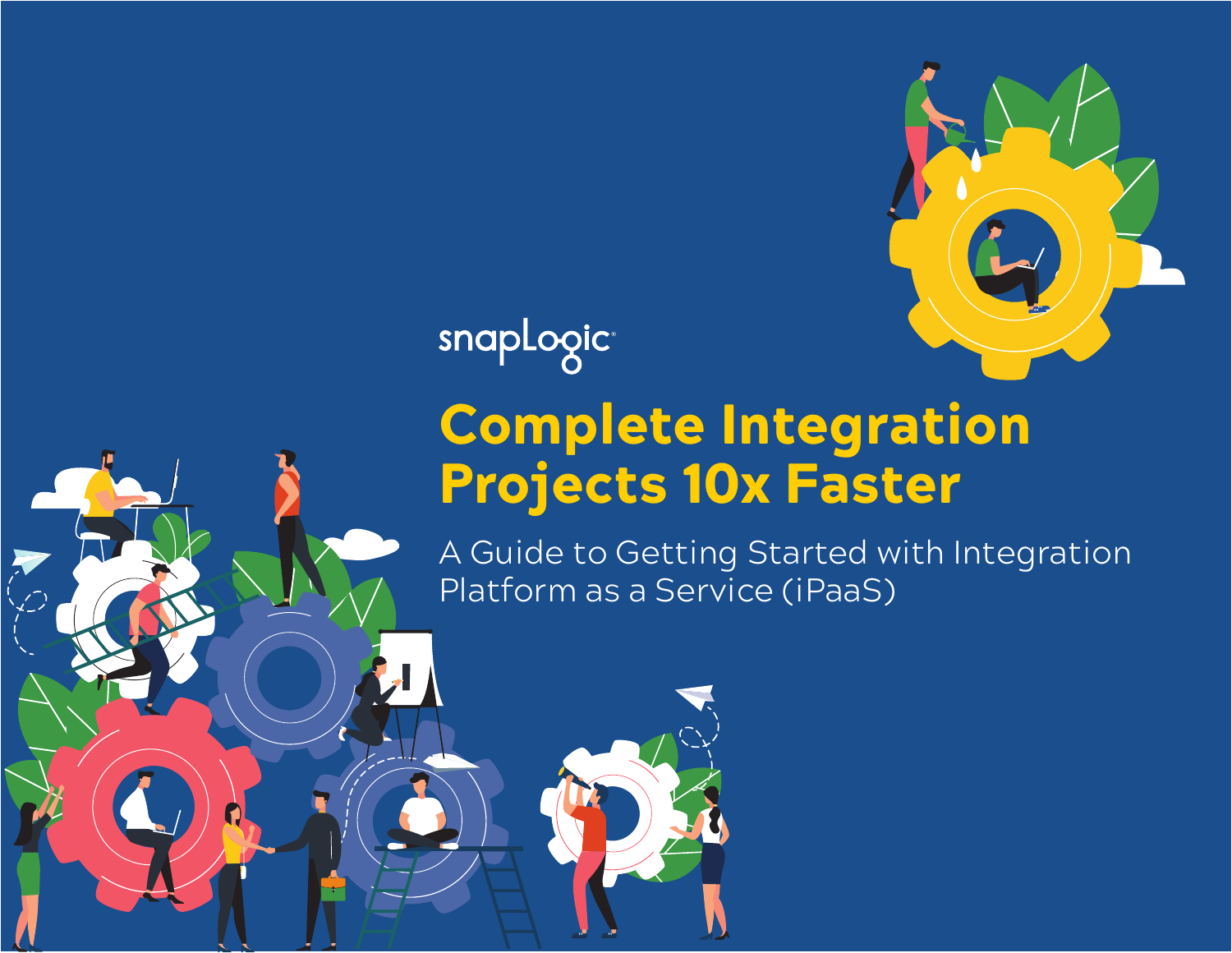snapLogic

# Complete Integration Projects 10x Faster

A Guide to Getting Started with Integration Platform as a Service (iPaaS)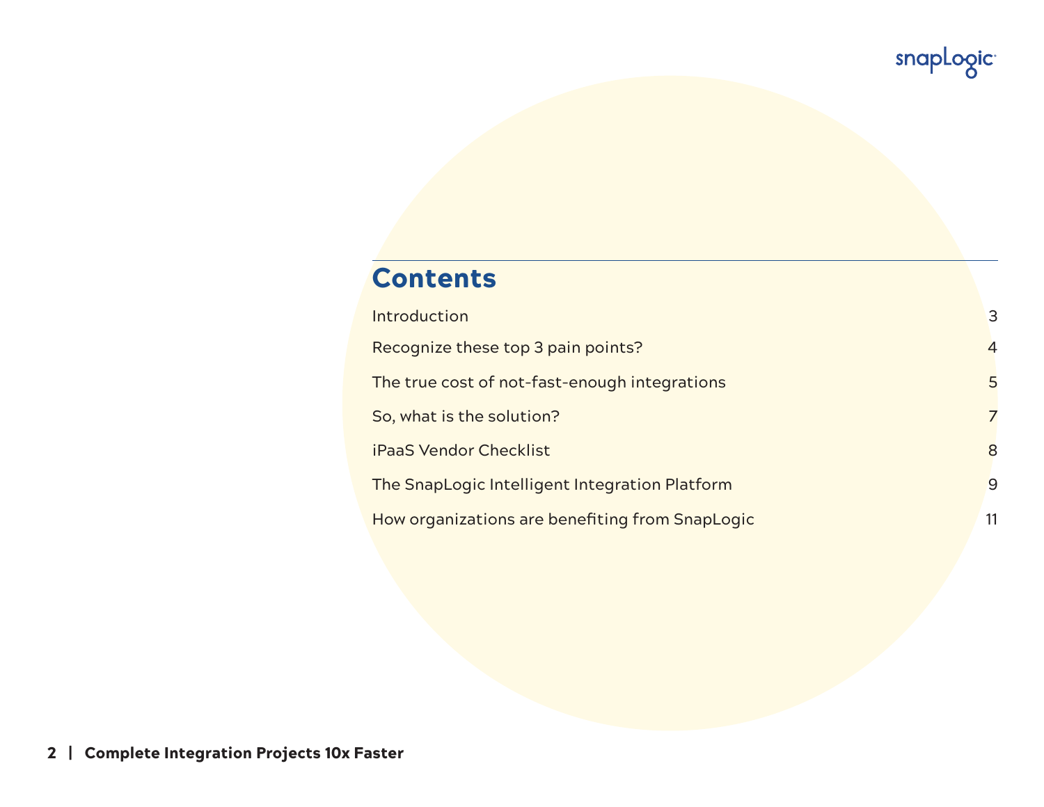## Contents

| | |
|---|---|
| Introduction | 3 |
| Recognize these top 3 pain points? | 4 |
| The true cost of not-fast-enough integrations | 5 |
| So, what is the solution? | 7 |
| iPaaS Vendor Checklist | 8 |
| The SnapLogic Intelligent Integration Platform | 9 |
| How organizations are benefiting from SnapLogic | 11 |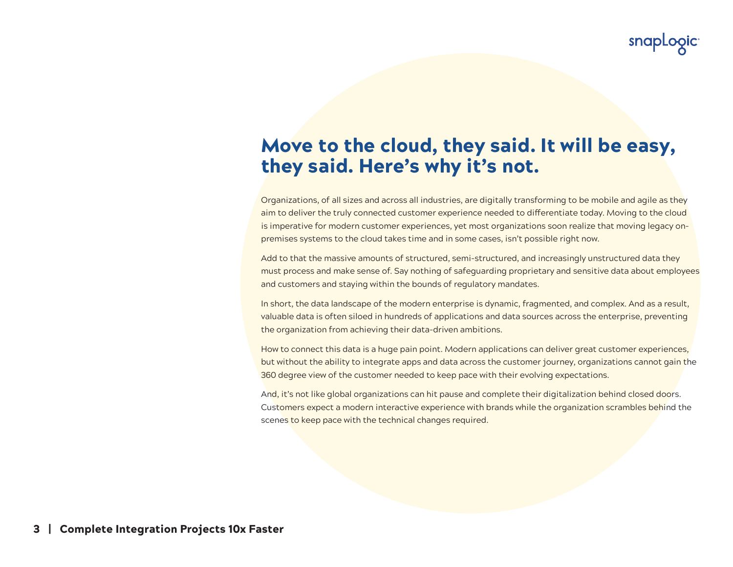# Move to the cloud, they said. It will be easy, they said. Here's why it's not.

Organizations, of all sizes and across all industries, are digitally transforming to be mobile and agile as they aim to deliver the truly connected customer experience needed to differentiate today. Moving to the cloud is imperative for modern customer experiences, yet most organizations soon realize that moving legacy on-premises systems to the cloud takes time and in some cases, isn't possible right now.

Add to that the massive amounts of structured, semi-structured, and increasingly unstructured data they must process and make sense of. Say nothing of safeguarding proprietary and sensitive data about employees and customers and staying within the bounds of regulatory mandates.

In short, the data landscape of the modern enterprise is dynamic, fragmented, and complex. And as a result, valuable data is often siloed in hundreds of applications and data sources across the enterprise, preventing the organization from achieving their data-driven ambitions.

How to connect this data is a huge pain point. Modern applications can deliver great customer experiences, but without the ability to integrate apps and data across the customer journey, organizations cannot gain the 360 degree view of the customer needed to keep pace with their evolving expectations.

And, it's not like global organizations can hit pause and complete their digitalization behind closed doors. Customers expect a modern interactive experience with brands while the organization scrambles behind the scenes to keep pace with the technical changes required.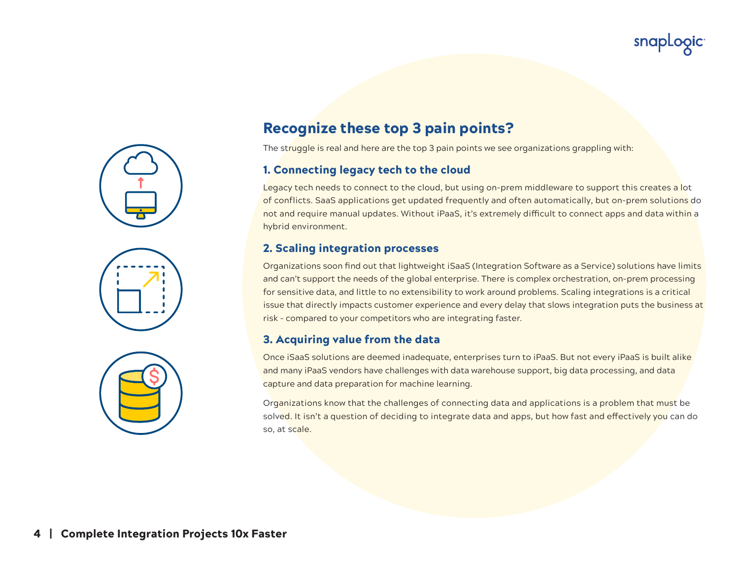## Recognize these top 3 pain points?

The struggle is real and here are the top 3 pain points we see organizations grappling with:

### 1. Connecting legacy tech to the cloud

Legacy tech needs to connect to the cloud, but using on-prem middleware to support this creates a lot of conflicts. SaaS applications get updated frequently and often automatically, but on-prem solutions do not and require manual updates. Without iPaaS, it's extremely difficult to connect apps and data within a hybrid environment.

### 2. Scaling integration processes

Organizations soon find out that lightweight iSaaS (Integration Software as a Service) solutions have limits and can't support the needs of the global enterprise. There is complex orchestration, on-prem processing for sensitive data, and little to no extensibility to work around problems. Scaling integrations is a critical issue that directly impacts customer experience and every delay that slows integration puts the business at risk - compared to your competitors who are integrating faster.

### 3. Acquiring value from the data

Once iSaaS solutions are deemed inadequate, enterprises turn to iPaaS. But not every iPaaS is built alike and many iPaaS vendors have challenges with data warehouse support, big data processing, and data capture and data preparation for machine learning.

Organizations know that the challenges of connecting data and applications is a problem that must be solved. It isn't a question of deciding to integrate data and apps, but how fast and effectively you can do so, at scale.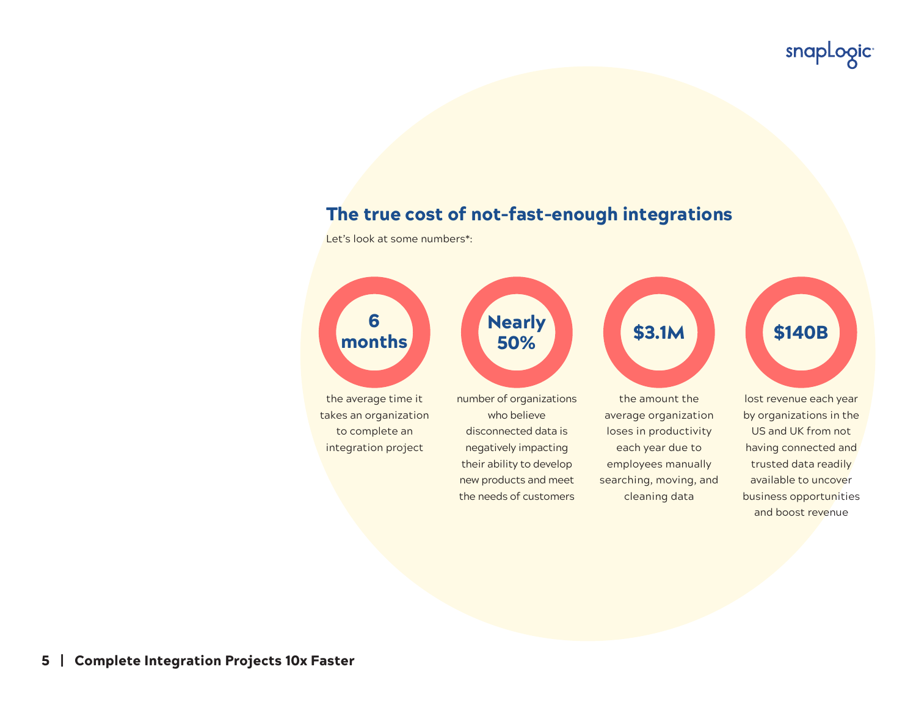## The true cost of not-fast-enough integrations

Let's look at some numbers*:

**6 months**

the average time it takes an organization to complete an integration project

**Nearly 50%**

number of organizations who believe disconnected data is negatively impacting their ability to develop new products and meet the needs of customers

**$3.1M**

the amount the average organization loses in productivity each year due to employees manually searching, moving, and cleaning data

**$140B**

lost revenue each year by organizations in the US and UK from not having connected and trusted data readily available to uncover business opportunities and boost revenue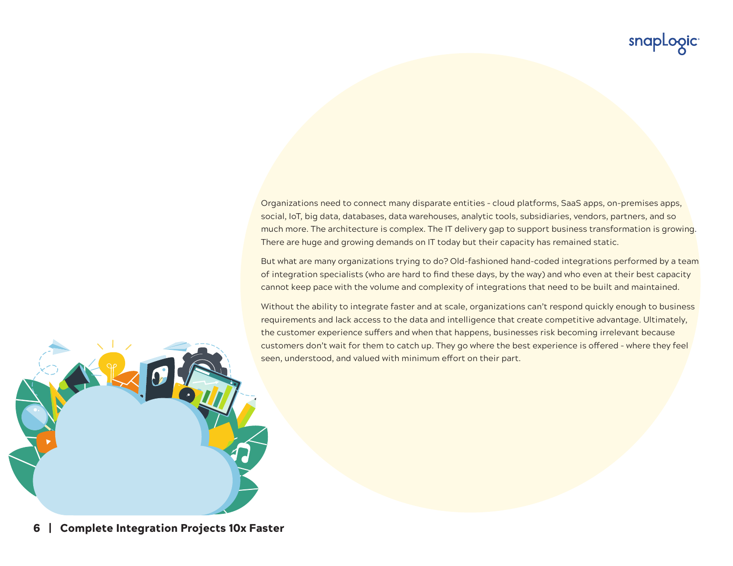Organizations need to connect many disparate entities - cloud platforms, SaaS apps, on-premises apps, social, IoT, big data, databases, data warehouses, analytic tools, subsidiaries, vendors, partners, and so much more. The architecture is complex. The IT delivery gap to support business transformation is growing. There are huge and growing demands on IT today but their capacity has remained static.

But what are many organizations trying to do? Old-fashioned hand-coded integrations performed by a team of integration specialists (who are hard to find these days, by the way) and who even at their best capacity cannot keep pace with the volume and complexity of integrations that need to be built and maintained.

Without the ability to integrate faster and at scale, organizations can't respond quickly enough to business requirements and lack access to the data and intelligence that create competitive advantage. Ultimately, the customer experience suffers and when that happens, businesses risk becoming irrelevant because customers don't wait for them to catch up. They go where the best experience is offered - where they feel seen, understood, and valued with minimum effort on their part.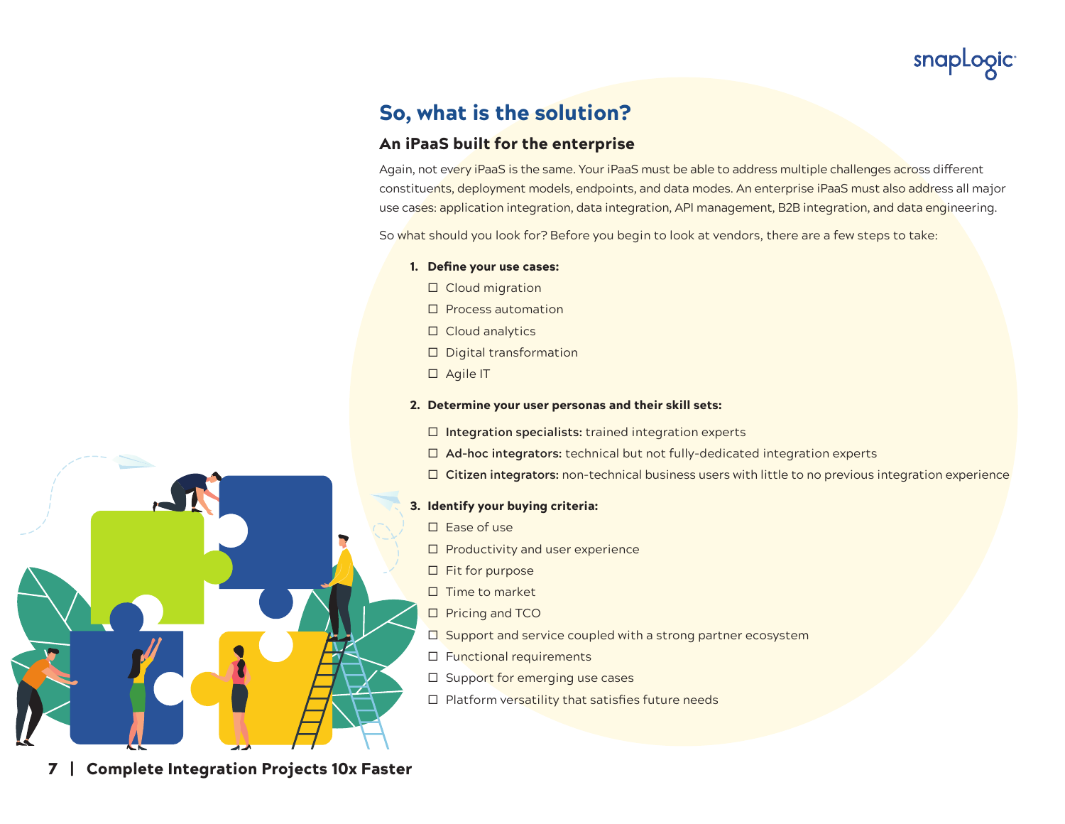## So, what is the solution?

### An iPaaS built for the enterprise

Again, not every iPaaS is the same. Your iPaaS must be able to address multiple challenges across different constituents, deployment models, endpoints, and data modes. An enterprise iPaaS must also address all major use cases: application integration, data integration, API management, B2B integration, and data engineering.

So what should you look for? Before you begin to look at vendors, there are a few steps to take:

1. **Define your use cases:**
   - ☐ Cloud migration
   - ☐ Process automation
   - ☐ Cloud analytics
   - ☐ Digital transformation
   - ☐ Agile IT

2. **Determine your user personas and their skill sets:**
   - ☐ **Integration specialists:** trained integration experts
   - ☐ **Ad-hoc integrators:** technical but not fully-dedicated integration experts
   - ☐ **Citizen integrators:** non-technical business users with little to no previous integration experience

3. **Identify your buying criteria:**
   - ☐ Ease of use
   - ☐ Productivity and user experience
   - ☐ Fit for purpose
   - ☐ Time to market
   - ☐ Pricing and TCO
   - ☐ Support and service coupled with a strong partner ecosystem
   - ☐ Functional requirements
   - ☐ Support for emerging use cases
   - ☐ Platform versatility that satisfies future needs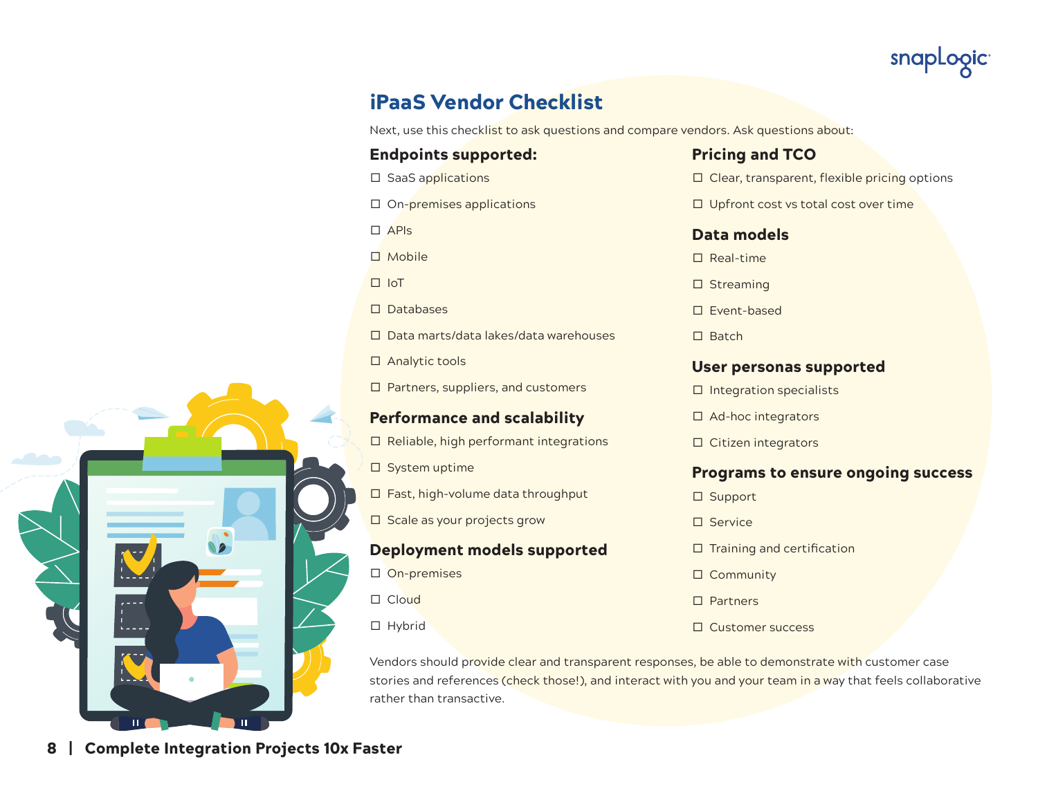# iPaaS Vendor Checklist

Next, use this checklist to ask questions and compare vendors. Ask questions about:

## Endpoints supported:

- ☐ SaaS applications
- ☐ On-premises applications
- ☐ APIs
- ☐ Mobile
- ☐ IoT
- ☐ Databases
- ☐ Data marts/data lakes/data warehouses
- ☐ Analytic tools
- ☐ Partners, suppliers, and customers

## Performance and scalability

- ☐ Reliable, high performant integrations
- ☐ System uptime
- ☐ Fast, high-volume data throughput
- ☐ Scale as your projects grow

## Deployment models supported

- ☐ On-premises
- ☐ Cloud
- ☐ Hybrid

## Pricing and TCO

- ☐ Clear, transparent, flexible pricing options
- ☐ Upfront cost vs total cost over time

## Data models

- ☐ Real-time
- ☐ Streaming
- ☐ Event-based
- ☐ Batch

## User personas supported

- ☐ Integration specialists
- ☐ Ad-hoc integrators
- ☐ Citizen integrators

## Programs to ensure ongoing success

- ☐ Support
- ☐ Service
- ☐ Training and certification
- ☐ Community
- ☐ Partners
- ☐ Customer success

Vendors should provide clear and transparent responses, be able to demonstrate with customer case stories and references (check those!), and interact with you and your team in a way that feels collaborative rather than transactive.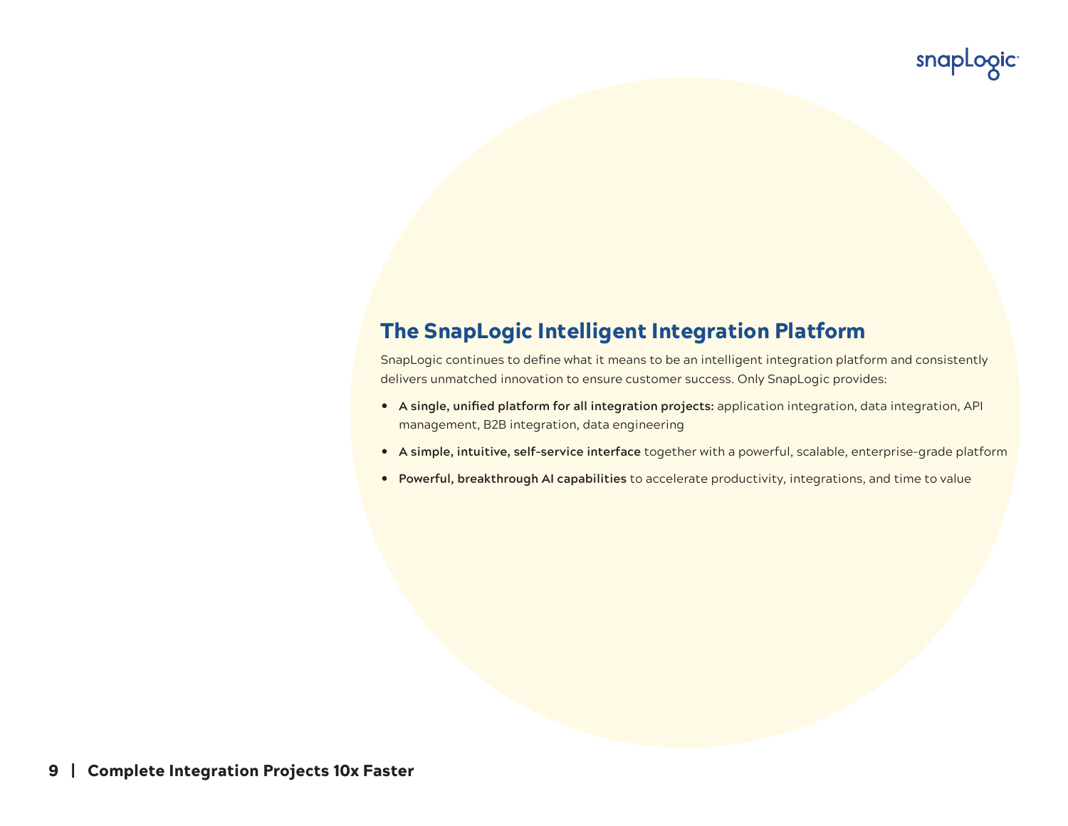## The SnapLogic Intelligent Integration Platform

SnapLogic continues to define what it means to be an intelligent integration platform and consistently delivers unmatched innovation to ensure customer success. Only SnapLogic provides:

- **A single, unified platform for all integration projects:** application integration, data integration, API management, B2B integration, data engineering
- **A simple, intuitive, self-service interface** together with a powerful, scalable, enterprise-grade platform
- **Powerful, breakthrough AI capabilities** to accelerate productivity, integrations, and time to value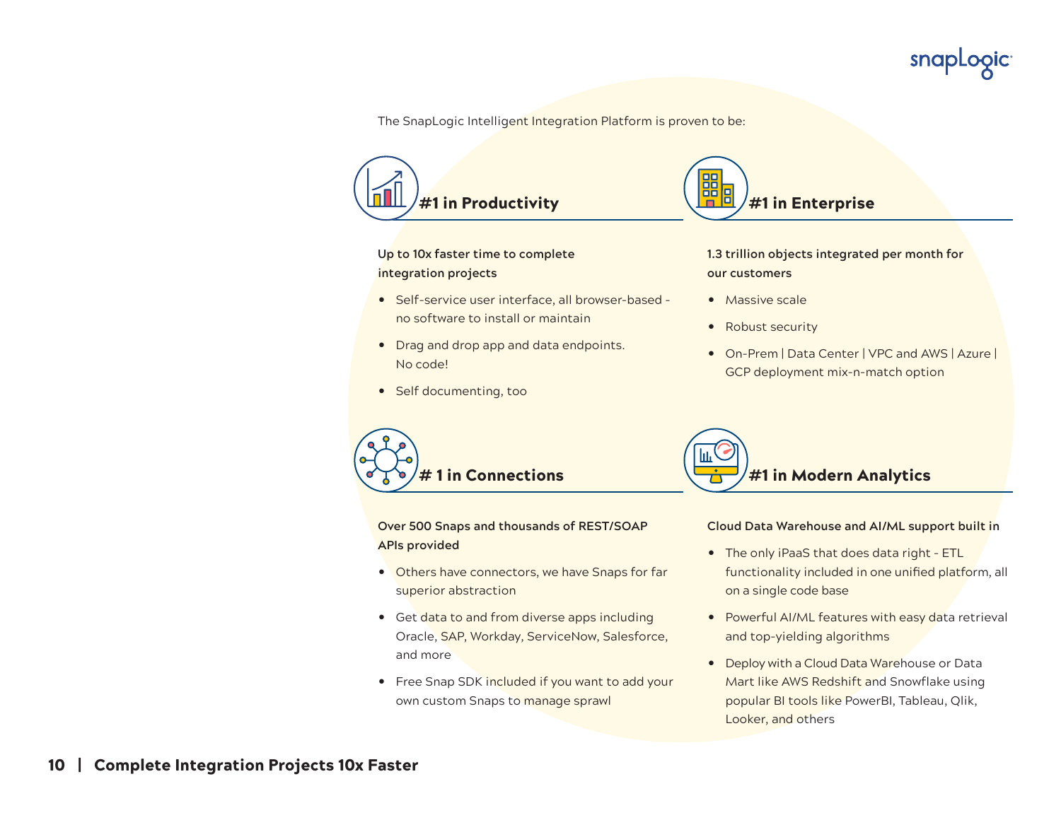The SnapLogic Intelligent Integration Platform is proven to be:

## #1 in Productivity

**Up to 10x faster time to complete integration projects**

- Self-service user interface, all browser-based - no software to install or maintain
- Drag and drop app and data endpoints. No code!
- Self documenting, too

## #1 in Enterprise

**1.3 trillion objects integrated per month for our customers**

- Massive scale
- Robust security
- On-Prem | Data Center | VPC and AWS | Azure | GCP deployment mix-n-match option

## # 1 in Connections

**Over 500 Snaps and thousands of REST/SOAP APIs provided**

- Others have connectors, we have Snaps for far superior abstraction
- Get data to and from diverse apps including Oracle, SAP, Workday, ServiceNow, Salesforce, and more
- Free Snap SDK included if you want to add your own custom Snaps to manage sprawl

## #1 in Modern Analytics

**Cloud Data Warehouse and AI/ML support built in**

- The only iPaaS that does data right - ETL functionality included in one unified platform, all on a single code base
- Powerful AI/ML features with easy data retrieval and top-yielding algorithms
- Deploy with a Cloud Data Warehouse or Data Mart like AWS Redshift and Snowflake using popular BI tools like PowerBI, Tableau, Qlik, Looker, and others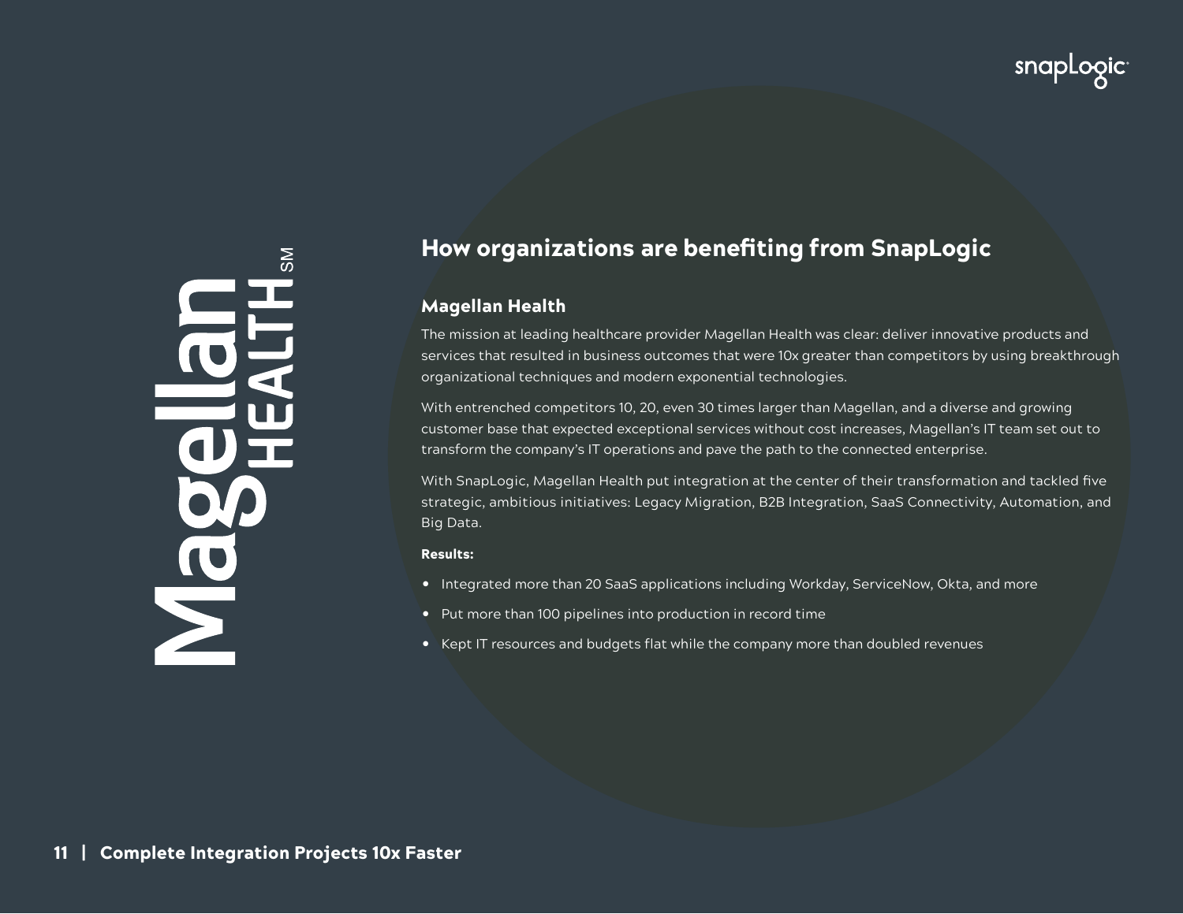## How organizations are benefiting from SnapLogic

### Magellan Health

The mission at leading healthcare provider Magellan Health was clear: deliver innovative products and services that resulted in business outcomes that were 10x greater than competitors by using breakthrough organizational techniques and modern exponential technologies.

With entrenched competitors 10, 20, even 30 times larger than Magellan, and a diverse and growing customer base that expected exceptional services without cost increases, Magellan's IT team set out to transform the company's IT operations and pave the path to the connected enterprise.

With SnapLogic, Magellan Health put integration at the center of their transformation and tackled five strategic, ambitious initiatives: Legacy Migration, B2B Integration, SaaS Connectivity, Automation, and Big Data.

**Results:**

- Integrated more than 20 SaaS applications including Workday, ServiceNow, Okta, and more
- Put more than 100 pipelines into production in record time
- Kept IT resources and budgets flat while the company more than doubled revenues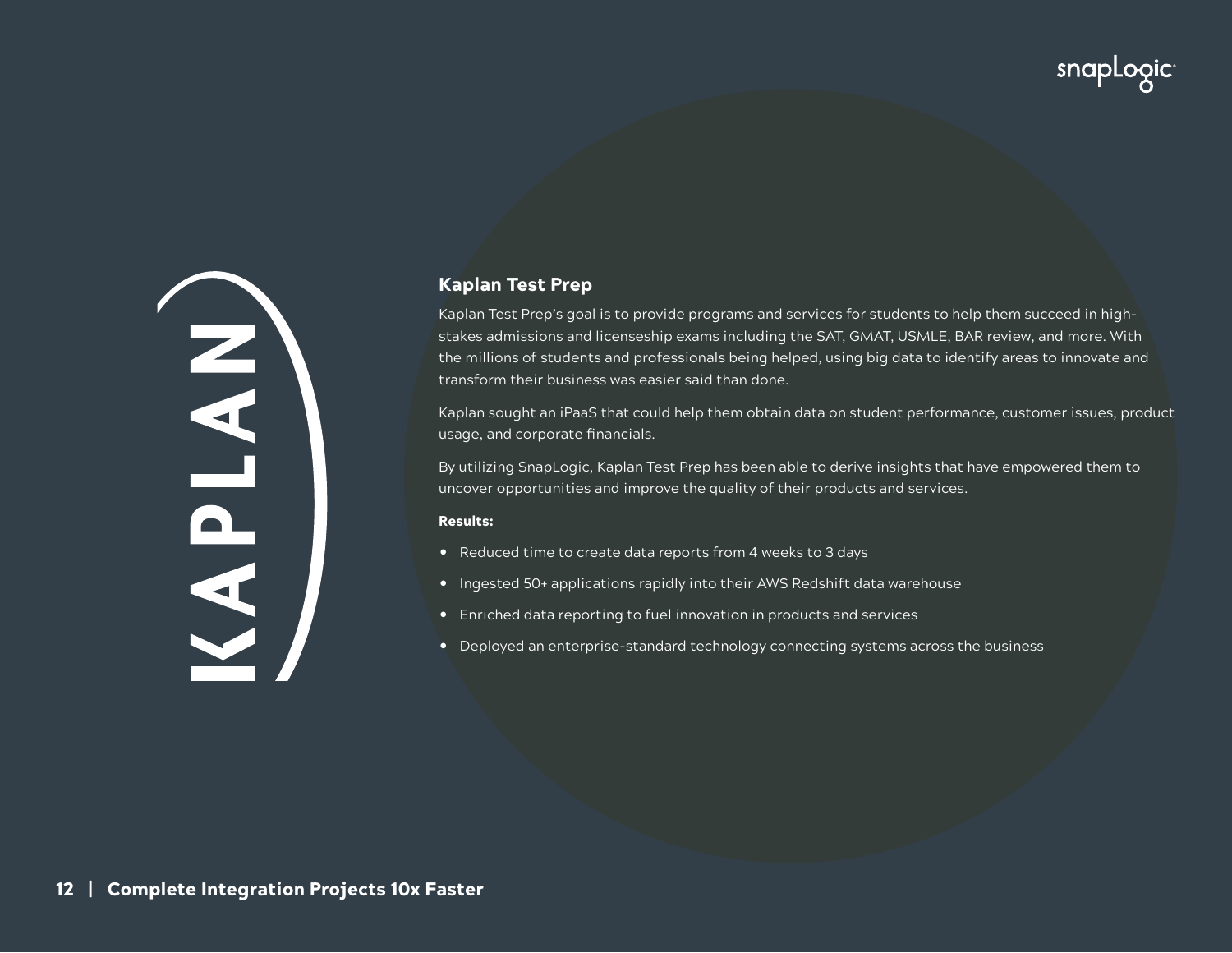## Kaplan Test Prep

Kaplan Test Prep's goal is to provide programs and services for students to help them succeed in high-stakes admissions and licenseship exams including the SAT, GMAT, USMLE, BAR review, and more. With the millions of students and professionals being helped, using big data to identify areas to innovate and transform their business was easier said than done.

Kaplan sought an iPaaS that could help them obtain data on student performance, customer issues, product usage, and corporate financials.

By utilizing SnapLogic, Kaplan Test Prep has been able to derive insights that have empowered them to uncover opportunities and improve the quality of their products and services.

**Results:**

- Reduced time to create data reports from 4 weeks to 3 days
- Ingested 50+ applications rapidly into their AWS Redshift data warehouse
- Enriched data reporting to fuel innovation in products and services
- Deployed an enterprise-standard technology connecting systems across the business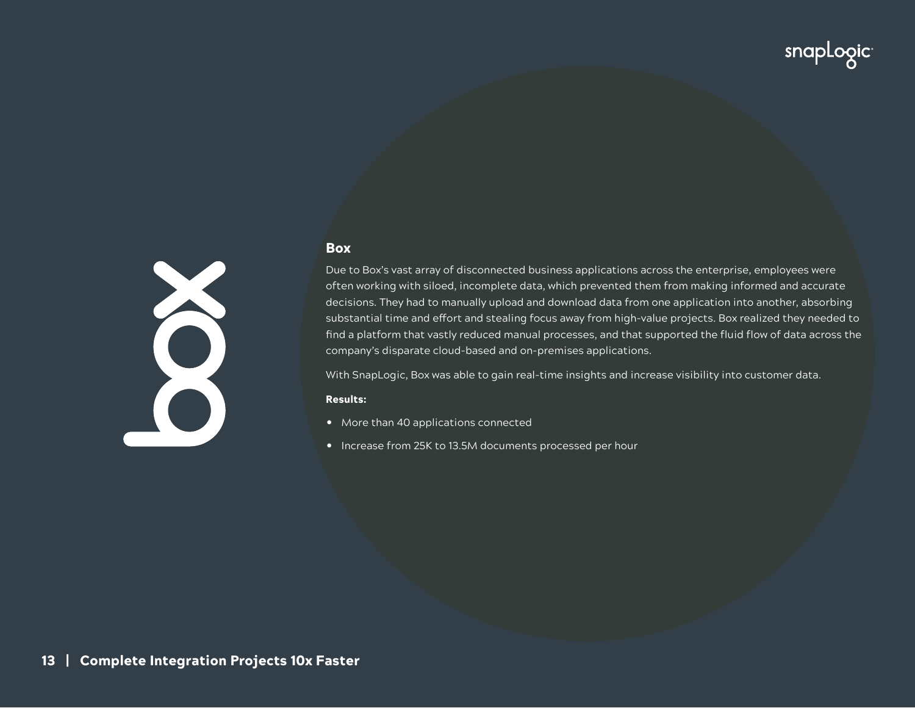## Box

Due to Box's vast array of disconnected business applications across the enterprise, employees were often working with siloed, incomplete data, which prevented them from making informed and accurate decisions. They had to manually upload and download data from one application into another, absorbing substantial time and effort and stealing focus away from high-value projects. Box realized they needed to find a platform that vastly reduced manual processes, and that supported the fluid flow of data across the company's disparate cloud-based and on-premises applications.

With SnapLogic, Box was able to gain real-time insights and increase visibility into customer data.

**Results:**

- More than 40 applications connected
- Increase from 25K to 13.5M documents processed per hour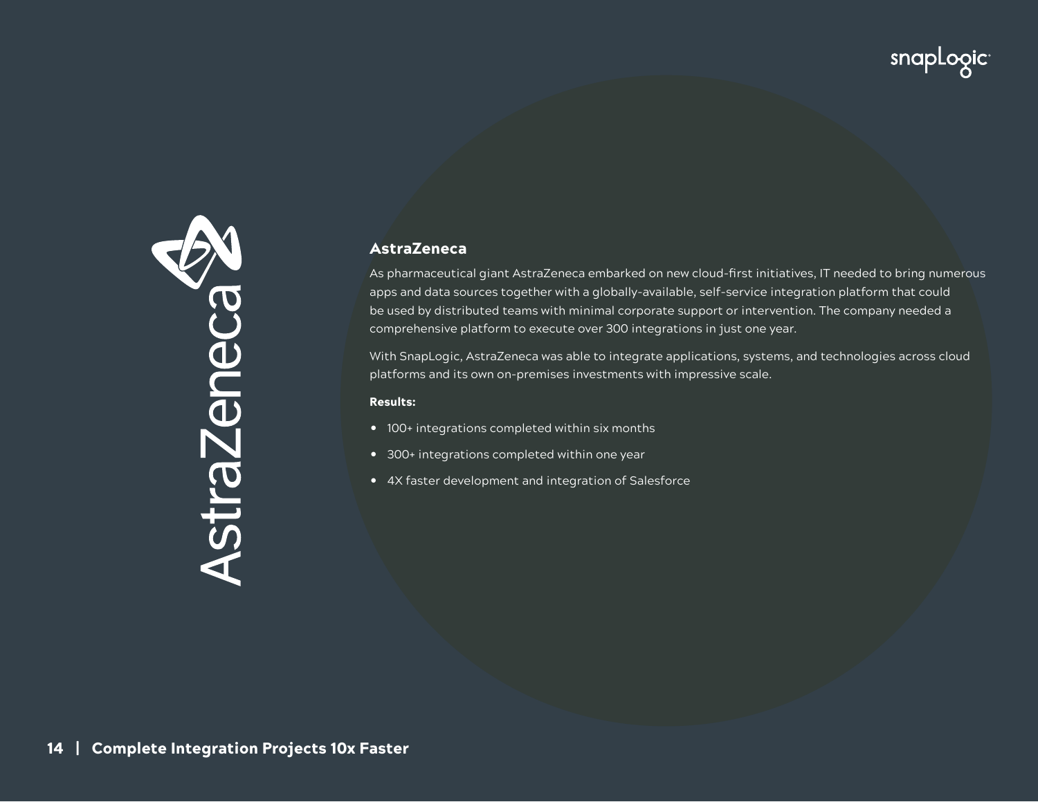## AstraZeneca

As pharmaceutical giant AstraZeneca embarked on new cloud-first initiatives, IT needed to bring numerous apps and data sources together with a globally-available, self-service integration platform that could be used by distributed teams with minimal corporate support or intervention. The company needed a comprehensive platform to execute over 300 integrations in just one year.

With SnapLogic, AstraZeneca was able to integrate applications, systems, and technologies across cloud platforms and its own on-premises investments with impressive scale.

**Results:**

- 100+ integrations completed within six months
- 300+ integrations completed within one year
- 4X faster development and integration of Salesforce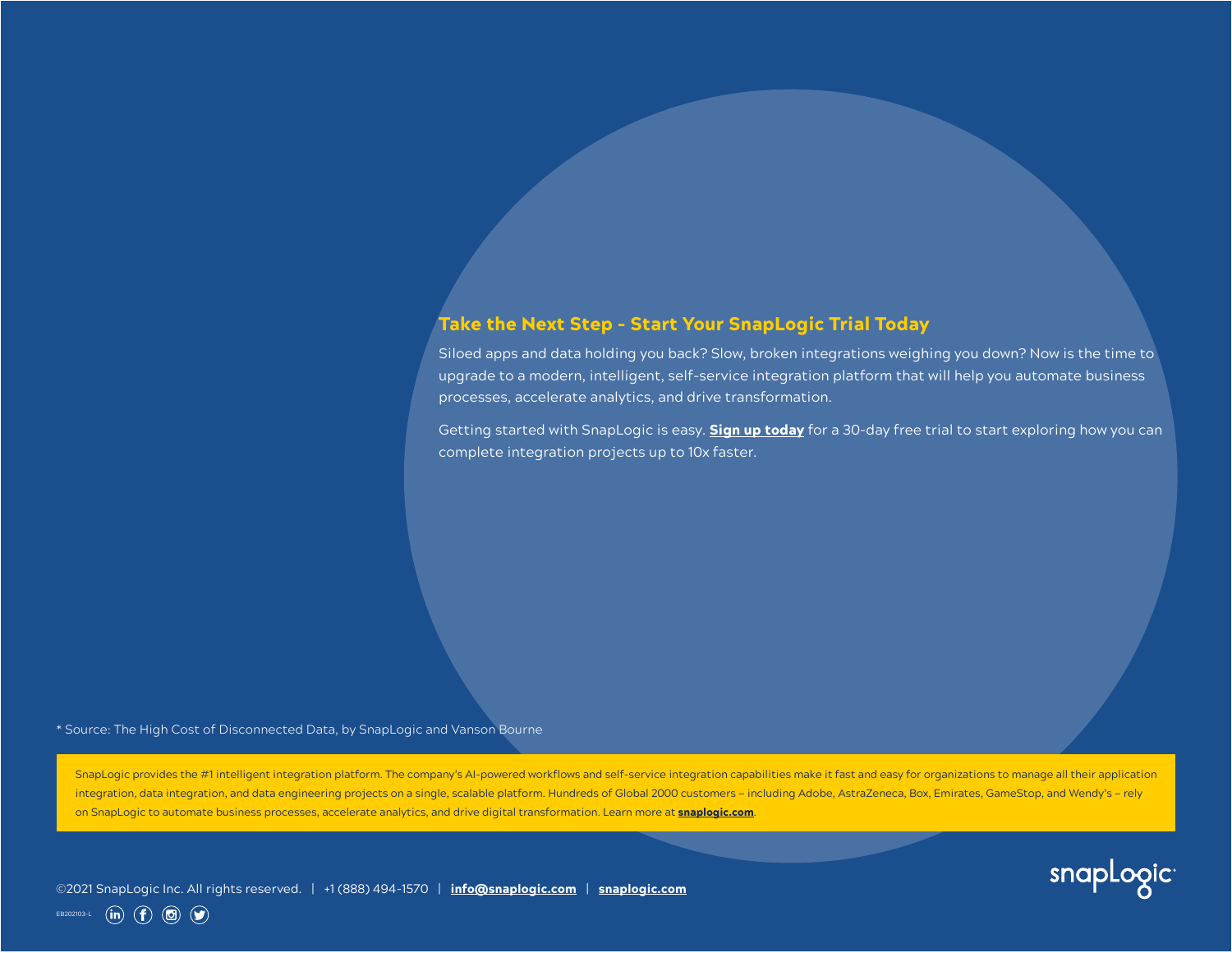## Take the Next Step - Start Your SnapLogic Trial Today

Siloed apps and data holding you back? Slow, broken integrations weighing you down? Now is the time to upgrade to a modern, intelligent, self-service integration platform that will help you automate business processes, accelerate analytics, and drive transformation.

Getting started with SnapLogic is easy. **Sign up today** for a 30-day free trial to start exploring how you can complete integration projects up to 10x faster.

* Source: The High Cost of Disconnected Data, by SnapLogic and Vanson Bourne

SnapLogic provides the #1 intelligent integration platform. The company's AI-powered workflows and self-service integration capabilities make it fast and easy for organizations to manage all their application integration, data integration, and data engineering projects on a single, scalable platform. Hundreds of Global 2000 customers – including Adobe, AstraZeneca, Box, Emirates, GameStop, and Wendy's – rely on SnapLogic to automate business processes, accelerate analytics, and drive digital transformation. Learn more at **snaplogic.com**.

©2021 SnapLogic Inc. All rights reserved. | +1 (888) 494-1570 | **info@snaplogic.com** | **snaplogic.com**

EB202103-L

snapLogic